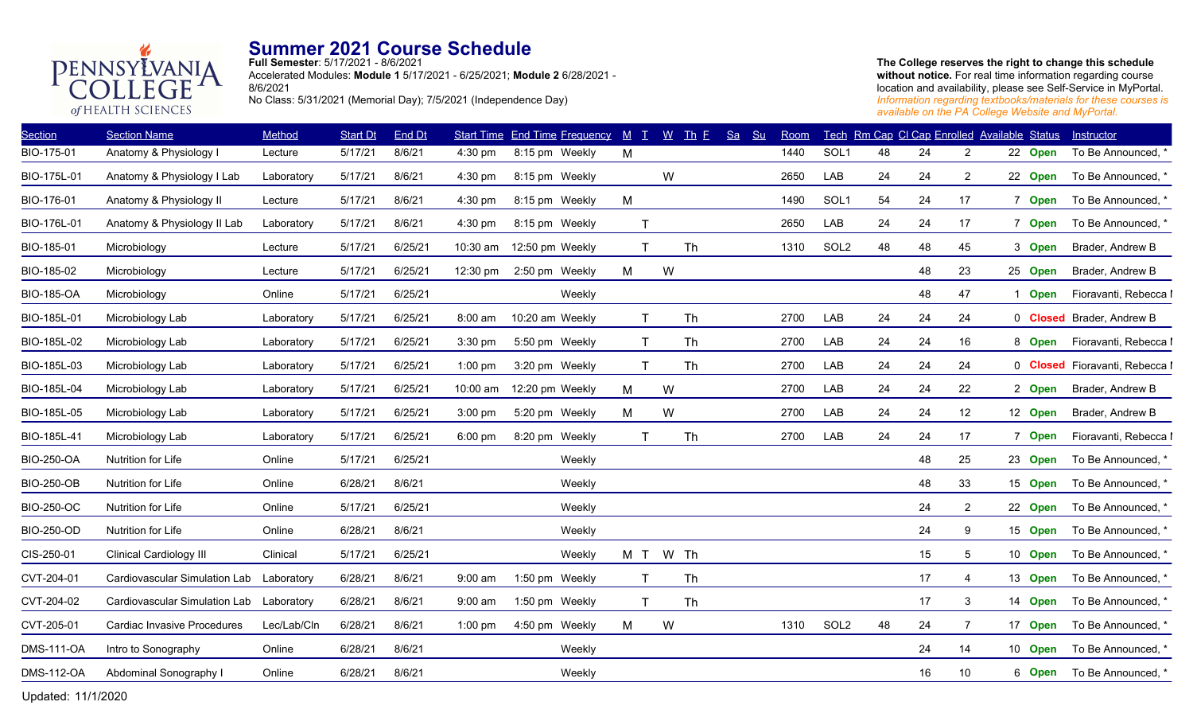# Summer 2021 Course Schedule

**Full Semester**: 5/17/2021 - 8/6/2021
Accelerated Modules: **Module 1** 5/17/2021 - 6/25/2021; **Module 2** 6/28/2021 - 8/6/2021
No Class: 5/31/2021 (Memorial Day); 7/5/2021 (Independence Day)

**The College reserves the right to change this schedule without notice.** For real time information regarding course location and availability, please see Self-Service in MyPortal. *Information regarding textbooks/materials for these courses is available on the PA College Website and MyPortal.*

| Section | Section Name | Method | Start Dt | End Dt | Start Time | End Time | Frequency | M | T | W | Th | F | Sa | Su | Room | Tech | Rm Cap | Cl Cap | Enrolled | Available | Status | Instructor |
|---|---|---|---|---|---|---|---|---|---|---|---|---|---|---|---|---|---|---|---|---|---|---|
| BIO-175-01 | Anatomy & Physiology I | Lecture | 5/17/21 | 8/6/21 | 4:30 pm | 8:15 pm | Weekly | M | | | | | | | 1440 | SOL1 | 48 | 24 | 2 | 22 | Open | To Be Announced, * |
| BIO-175L-01 | Anatomy & Physiology I Lab | Laboratory | 5/17/21 | 8/6/21 | 4:30 pm | 8:15 pm | Weekly | | | W | | | | | 2650 | LAB | 24 | 24 | 2 | 22 | Open | To Be Announced, * |
| BIO-176-01 | Anatomy & Physiology II | Lecture | 5/17/21 | 8/6/21 | 4:30 pm | 8:15 pm | Weekly | M | | | | | | | 1490 | SOL1 | 54 | 24 | 17 | 7 | Open | To Be Announced, * |
| BIO-176L-01 | Anatomy & Physiology II Lab | Laboratory | 5/17/21 | 8/6/21 | 4:30 pm | 8:15 pm | Weekly | | T | | | | | | 2650 | LAB | 24 | 24 | 17 | 7 | Open | To Be Announced, * |
| BIO-185-01 | Microbiology | Lecture | 5/17/21 | 6/25/21 | 10:30 am | 12:50 pm | Weekly | | T | | Th | | | | 1310 | SOL2 | 48 | 48 | 45 | 3 | Open | Brader, Andrew B |
| BIO-185-02 | Microbiology | Lecture | 5/17/21 | 6/25/21 | 12:30 pm | 2:50 pm | Weekly | M | | W | | | | | | | | 48 | 23 | 25 | Open | Brader, Andrew B |
| BIO-185-OA | Microbiology | Online | 5/17/21 | 6/25/21 | | | Weekly | | | | | | | | | | | 48 | 47 | 1 | Open | Fioravanti, Rebecca I |
| BIO-185L-01 | Microbiology Lab | Laboratory | 5/17/21 | 6/25/21 | 8:00 am | 10:20 am | Weekly | | T | | Th | | | | 2700 | LAB | 24 | 24 | 24 | 0 | Closed | Brader, Andrew B |
| BIO-185L-02 | Microbiology Lab | Laboratory | 5/17/21 | 6/25/21 | 3:30 pm | 5:50 pm | Weekly | | T | | Th | | | | 2700 | LAB | 24 | 24 | 16 | 8 | Open | Fioravanti, Rebecca I |
| BIO-185L-03 | Microbiology Lab | Laboratory | 5/17/21 | 6/25/21 | 1:00 pm | 3:20 pm | Weekly | | T | | Th | | | | 2700 | LAB | 24 | 24 | 24 | 0 | Closed | Fioravanti, Rebecca I |
| BIO-185L-04 | Microbiology Lab | Laboratory | 5/17/21 | 6/25/21 | 10:00 am | 12:20 pm | Weekly | M | | W | | | | | 2700 | LAB | 24 | 24 | 22 | 2 | Open | Brader, Andrew B |
| BIO-185L-05 | Microbiology Lab | Laboratory | 5/17/21 | 6/25/21 | 3:00 pm | 5:20 pm | Weekly | M | | W | | | | | 2700 | LAB | 24 | 24 | 12 | 12 | Open | Brader, Andrew B |
| BIO-185L-41 | Microbiology Lab | Laboratory | 5/17/21 | 6/25/21 | 6:00 pm | 8:20 pm | Weekly | | T | | Th | | | | 2700 | LAB | 24 | 24 | 17 | 7 | Open | Fioravanti, Rebecca I |
| BIO-250-OA | Nutrition for Life | Online | 5/17/21 | 6/25/21 | | | Weekly | | | | | | | | | | | 48 | 25 | 23 | Open | To Be Announced, * |
| BIO-250-OB | Nutrition for Life | Online | 6/28/21 | 8/6/21 | | | Weekly | | | | | | | | | | | 48 | 33 | 15 | Open | To Be Announced, * |
| BIO-250-OC | Nutrition for Life | Online | 5/17/21 | 6/25/21 | | | Weekly | | | | | | | | | | | 24 | 2 | 22 | Open | To Be Announced, * |
| BIO-250-OD | Nutrition for Life | Online | 6/28/21 | 8/6/21 | | | Weekly | | | | | | | | | | | 24 | 9 | 15 | Open | To Be Announced, * |
| CIS-250-01 | Clinical Cardiology III | Clinical | 5/17/21 | 6/25/21 | | | Weekly | M | T | W | Th | | | | | | | 15 | 5 | 10 | Open | To Be Announced, * |
| CVT-204-01 | Cardiovascular Simulation Lab | Laboratory | 6/28/21 | 8/6/21 | 9:00 am | 1:50 pm | Weekly | | T | | Th | | | | | | | 17 | 4 | 13 | Open | To Be Announced, * |
| CVT-204-02 | Cardiovascular Simulation Lab | Laboratory | 6/28/21 | 8/6/21 | 9:00 am | 1:50 pm | Weekly | | T | | Th | | | | | | | 17 | 3 | 14 | Open | To Be Announced, * |
| CVT-205-01 | Cardiac Invasive Procedures | Lec/Lab/Cln | 6/28/21 | 8/6/21 | 1:00 pm | 4:50 pm | Weekly | M | | W | | | | | 1310 | SOL2 | 48 | 24 | 7 | 17 | Open | To Be Announced, * |
| DMS-111-OA | Intro to Sonography | Online | 6/28/21 | 8/6/21 | | | Weekly | | | | | | | | | | | 24 | 14 | 10 | Open | To Be Announced, * |
| DMS-112-OA | Abdominal Sonography I | Online | 6/28/21 | 8/6/21 | | | Weekly | | | | | | | | | | | 16 | 10 | 6 | Open | To Be Announced, * |

Updated: 11/1/2020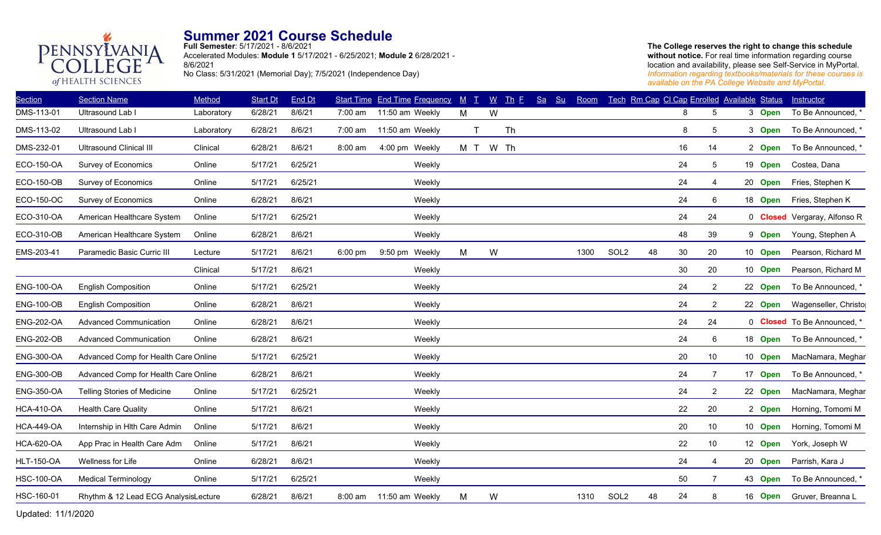PENNSYLVANIA COLLEGE of HEALTH SCIENCES

# Summer 2021 Course Schedule

**Full Semester**: 5/17/2021 - 8/6/2021
Accelerated Modules: **Module 1** 5/17/2021 - 6/25/2021; **Module 2** 6/28/2021 - 8/6/2021
No Class: 5/31/2021 (Memorial Day); 7/5/2021 (Independence Day)

**The College reserves the right to change this schedule without notice.** For real time information regarding course location and availability, please see Self-Service in MyPortal.
*Information regarding textbooks/materials for these courses is available on the PA College Website and MyPortal.*

| Section | Section Name | Method | Start Dt | End Dt | Start Time | End Time | Frequency | M | T | W | Th | F | Sa | Su | Room | Tech | Rm Cap | Cl Cap | Enrolled | Available | Status | Instructor |
|---|---|---|---|---|---|---|---|---|---|---|---|---|---|---|---|---|---|---|---|---|---|---|
| DMS-113-01 | Ultrasound Lab I | Laboratory | 6/28/21 | 8/6/21 | 7:00 am | 11:50 am | Weekly | M | | W | | | | | | | | 8 | 5 | 3 | **Open** | To Be Announced, * |
| DMS-113-02 | Ultrasound Lab I | Laboratory | 6/28/21 | 8/6/21 | 7:00 am | 11:50 am | Weekly | | T | | Th | | | | | | | 8 | 5 | 3 | **Open** | To Be Announced, * |
| DMS-232-01 | Ultrasound Clinical III | Clinical | 6/28/21 | 8/6/21 | 8:00 am | 4:00 pm | Weekly | M | T | W | Th | | | | | | | 16 | 14 | 2 | **Open** | To Be Announced, * |
| ECO-150-OA | Survey of Economics | Online | 5/17/21 | 6/25/21 | | | Weekly | | | | | | | | | | | 24 | 5 | 19 | **Open** | Costea, Dana |
| ECO-150-OB | Survey of Economics | Online | 5/17/21 | 6/25/21 | | | Weekly | | | | | | | | | | | 24 | 4 | 20 | **Open** | Fries, Stephen K |
| ECO-150-OC | Survey of Economics | Online | 6/28/21 | 8/6/21 | | | Weekly | | | | | | | | | | | 24 | 6 | 18 | **Open** | Fries, Stephen K |
| ECO-310-OA | American Healthcare System | Online | 5/17/21 | 6/25/21 | | | Weekly | | | | | | | | | | | 24 | 24 | 0 | **Closed** | Vergaray, Alfonso R |
| ECO-310-OB | American Healthcare System | Online | 6/28/21 | 8/6/21 | | | Weekly | | | | | | | | | | | 48 | 39 | 9 | **Open** | Young, Stephen A |
| EMS-203-41 | Paramedic Basic Curric III | Lecture | 5/17/21 | 8/6/21 | 6:00 pm | 9:50 pm | Weekly | M | | W | | | | | 1300 | SOL2 | 48 | 30 | 20 | 10 | **Open** | Pearson, Richard M |
| | | Clinical | 5/17/21 | 8/6/21 | | | Weekly | | | | | | | | | | | 30 | 20 | 10 | **Open** | Pearson, Richard M |
| ENG-100-OA | English Composition | Online | 5/17/21 | 6/25/21 | | | Weekly | | | | | | | | | | | 24 | 2 | 22 | **Open** | To Be Announced, * |
| ENG-100-OB | English Composition | Online | 6/28/21 | 8/6/21 | | | Weekly | | | | | | | | | | | 24 | 2 | 22 | **Open** | Wagenseller, Christo |
| ENG-202-OA | Advanced Communication | Online | 6/28/21 | 8/6/21 | | | Weekly | | | | | | | | | | | 24 | 24 | 0 | **Closed** | To Be Announced, * |
| ENG-202-OB | Advanced Communication | Online | 6/28/21 | 8/6/21 | | | Weekly | | | | | | | | | | | 24 | 6 | 18 | **Open** | To Be Announced, * |
| ENG-300-OA | Advanced Comp for Health Care | Online | 5/17/21 | 6/25/21 | | | Weekly | | | | | | | | | | | 20 | 10 | 10 | **Open** | MacNamara, Meghar |
| ENG-300-OB | Advanced Comp for Health Care | Online | 6/28/21 | 8/6/21 | | | Weekly | | | | | | | | | | | 24 | 7 | 17 | **Open** | To Be Announced, * |
| ENG-350-OA | Telling Stories of Medicine | Online | 5/17/21 | 6/25/21 | | | Weekly | | | | | | | | | | | 24 | 2 | 22 | **Open** | MacNamara, Meghar |
| HCA-410-OA | Health Care Quality | Online | 5/17/21 | 8/6/21 | | | Weekly | | | | | | | | | | | 22 | 20 | 2 | **Open** | Horning, Tomomi M |
| HCA-449-OA | Internship in Hlth Care Admin | Online | 5/17/21 | 8/6/21 | | | Weekly | | | | | | | | | | | 20 | 10 | 10 | **Open** | Horning, Tomomi M |
| HCA-620-OA | App Prac in Health Care Adm | Online | 5/17/21 | 8/6/21 | | | Weekly | | | | | | | | | | | 22 | 10 | 12 | **Open** | York, Joseph W |
| HLT-150-OA | Wellness for Life | Online | 6/28/21 | 8/6/21 | | | Weekly | | | | | | | | | | | 24 | 4 | 20 | **Open** | Parrish, Kara J |
| HSC-100-OA | Medical Terminology | Online | 5/17/21 | 6/25/21 | | | Weekly | | | | | | | | | | | 50 | 7 | 43 | **Open** | To Be Announced, * |
| HSC-160-01 | Rhythm & 12 Lead ECG Analysis | Lecture | 6/28/21 | 8/6/21 | 8:00 am | 11:50 am | Weekly | M | | W | | | | | 1310 | SOL2 | 48 | 24 | 8 | 16 | **Open** | Gruver, Breanna L |

Updated: 11/1/2020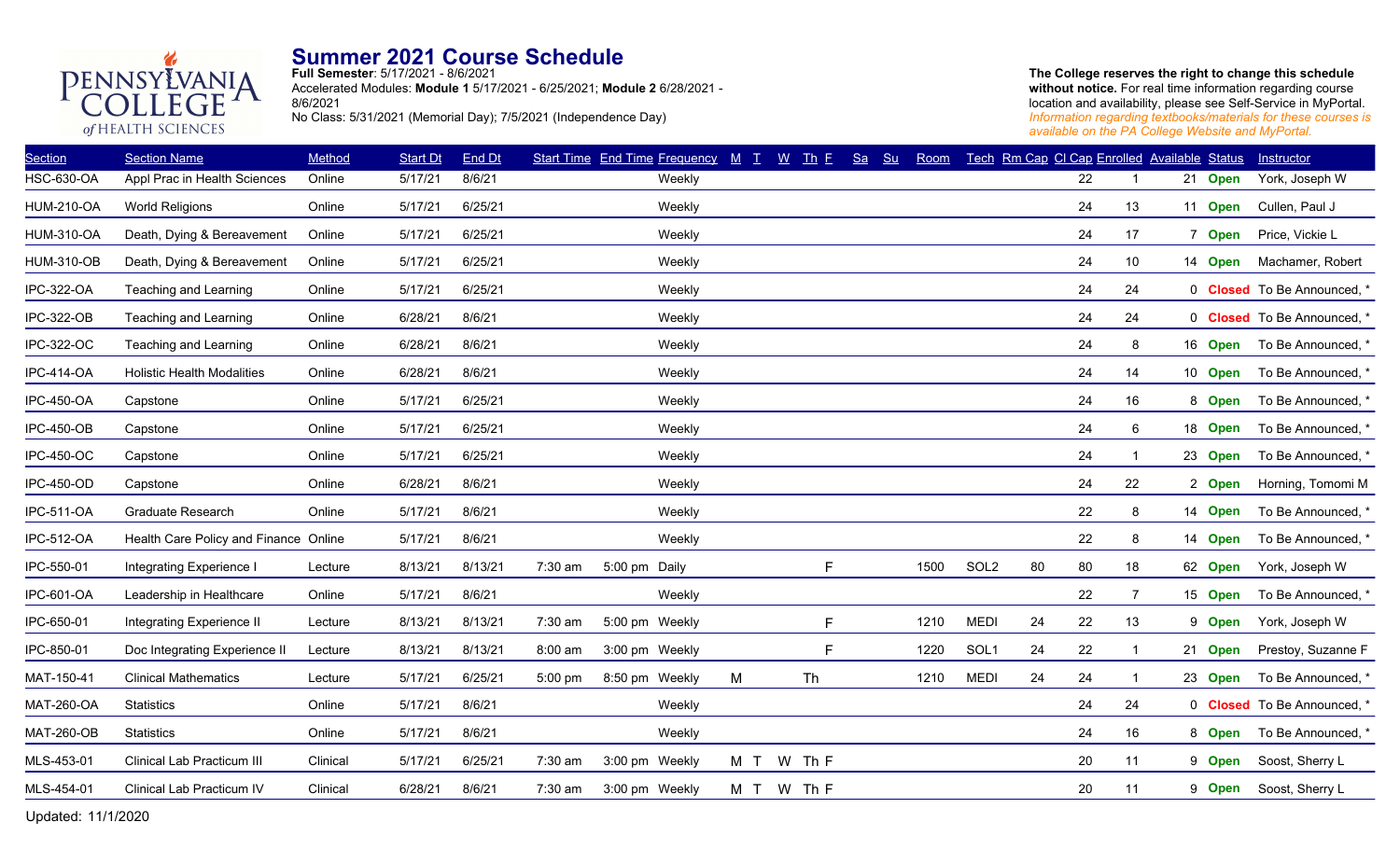PENNSYLVANIA COLLEGE of HEALTH SCIENCES

# Summer 2021 Course Schedule

**Full Semester**: 5/17/2021 - 8/6/2021
Accelerated Modules: **Module 1** 5/17/2021 - 6/25/2021; **Module 2** 6/28/2021 - 8/6/2021
No Class: 5/31/2021 (Memorial Day); 7/5/2021 (Independence Day)

**The College reserves the right to change this schedule without notice.** For real time information regarding course location and availability, please see Self-Service in MyPortal. *Information regarding textbooks/materials for these courses is available on the PA College Website and MyPortal.*

| Section | Section Name | Method | Start Dt | End Dt | Start Time | End Time | Frequency | M | T | W | Th | F | Sa | Su | Room | Tech | Rm Cap | Cl Cap | Enrolled | Available | Status | Instructor |
|---|---|---|---|---|---|---|---|---|---|---|---|---|---|---|---|---|---|---|---|---|---|---|
| HSC-630-OA | Appl Prac in Health Sciences | Online | 5/17/21 | 8/6/21 | | | Weekly | | | | | | | | | | | 22 | 1 | 21 | Open | York, Joseph W |
| HUM-210-OA | World Religions | Online | 5/17/21 | 6/25/21 | | | Weekly | | | | | | | | | | | 24 | 13 | 11 | Open | Cullen, Paul J |
| HUM-310-OA | Death, Dying & Bereavement | Online | 5/17/21 | 6/25/21 | | | Weekly | | | | | | | | | | | 24 | 17 | 7 | Open | Price, Vickie L |
| HUM-310-OB | Death, Dying & Bereavement | Online | 5/17/21 | 6/25/21 | | | Weekly | | | | | | | | | | | 24 | 10 | 14 | Open | Machamer, Robert |
| IPC-322-OA | Teaching and Learning | Online | 5/17/21 | 6/25/21 | | | Weekly | | | | | | | | | | | 24 | 24 | 0 | Closed | To Be Announced, * |
| IPC-322-OB | Teaching and Learning | Online | 6/28/21 | 8/6/21 | | | Weekly | | | | | | | | | | | 24 | 24 | 0 | Closed | To Be Announced, * |
| IPC-322-OC | Teaching and Learning | Online | 6/28/21 | 8/6/21 | | | Weekly | | | | | | | | | | | 24 | 8 | 16 | Open | To Be Announced, * |
| IPC-414-OA | Holistic Health Modalities | Online | 6/28/21 | 8/6/21 | | | Weekly | | | | | | | | | | | 24 | 14 | 10 | Open | To Be Announced, * |
| IPC-450-OA | Capstone | Online | 5/17/21 | 6/25/21 | | | Weekly | | | | | | | | | | | 24 | 16 | 8 | Open | To Be Announced, * |
| IPC-450-OB | Capstone | Online | 5/17/21 | 6/25/21 | | | Weekly | | | | | | | | | | | 24 | 6 | 18 | Open | To Be Announced, * |
| IPC-450-OC | Capstone | Online | 5/17/21 | 6/25/21 | | | Weekly | | | | | | | | | | | 24 | 1 | 23 | Open | To Be Announced, * |
| IPC-450-OD | Capstone | Online | 6/28/21 | 8/6/21 | | | Weekly | | | | | | | | | | | 24 | 22 | 2 | Open | Horning, Tomomi M |
| IPC-511-OA | Graduate Research | Online | 5/17/21 | 8/6/21 | | | Weekly | | | | | | | | | | | 22 | 8 | 14 | Open | To Be Announced, * |
| IPC-512-OA | Health Care Policy and Finance | Online | 5/17/21 | 8/6/21 | | | Weekly | | | | | | | | | | | 22 | 8 | 14 | Open | To Be Announced, * |
| IPC-550-01 | Integrating Experience I | Lecture | 8/13/21 | 8/13/21 | 7:30 am | 5:00 pm | Daily | | | | | F | | | 1500 | SOL2 | 80 | 80 | 18 | 62 | Open | York, Joseph W |
| IPC-601-OA | Leadership in Healthcare | Online | 5/17/21 | 8/6/21 | | | Weekly | | | | | | | | | | | 22 | 7 | 15 | Open | To Be Announced, * |
| IPC-650-01 | Integrating Experience II | Lecture | 8/13/21 | 8/13/21 | 7:30 am | 5:00 pm | Weekly | | | | | F | | | 1210 | MEDI | 24 | 22 | 13 | 9 | Open | York, Joseph W |
| IPC-850-01 | Doc Integrating Experience II | Lecture | 8/13/21 | 8/13/21 | 8:00 am | 3:00 pm | Weekly | | | | | F | | | 1220 | SOL1 | 24 | 22 | 1 | 21 | Open | Prestoy, Suzanne F |
| MAT-150-41 | Clinical Mathematics | Lecture | 5/17/21 | 6/25/21 | 5:00 pm | 8:50 pm | Weekly | M | | | Th | | | | 1210 | MEDI | 24 | 24 | 1 | 23 | Open | To Be Announced, * |
| MAT-260-OA | Statistics | Online | 5/17/21 | 8/6/21 | | | Weekly | | | | | | | | | | | 24 | 24 | 0 | Closed | To Be Announced, * |
| MAT-260-OB | Statistics | Online | 5/17/21 | 8/6/21 | | | Weekly | | | | | | | | | | | 24 | 16 | 8 | Open | To Be Announced, * |
| MLS-453-01 | Clinical Lab Practicum III | Clinical | 5/17/21 | 6/25/21 | 7:30 am | 3:00 pm | Weekly | M | T | W | Th | F | | | | | | 20 | 11 | 9 | Open | Soost, Sherry L |
| MLS-454-01 | Clinical Lab Practicum IV | Clinical | 6/28/21 | 8/6/21 | 7:30 am | 3:00 pm | Weekly | M | T | W | Th | F | | | | | | 20 | 11 | 9 | Open | Soost, Sherry L |

Updated: 11/1/2020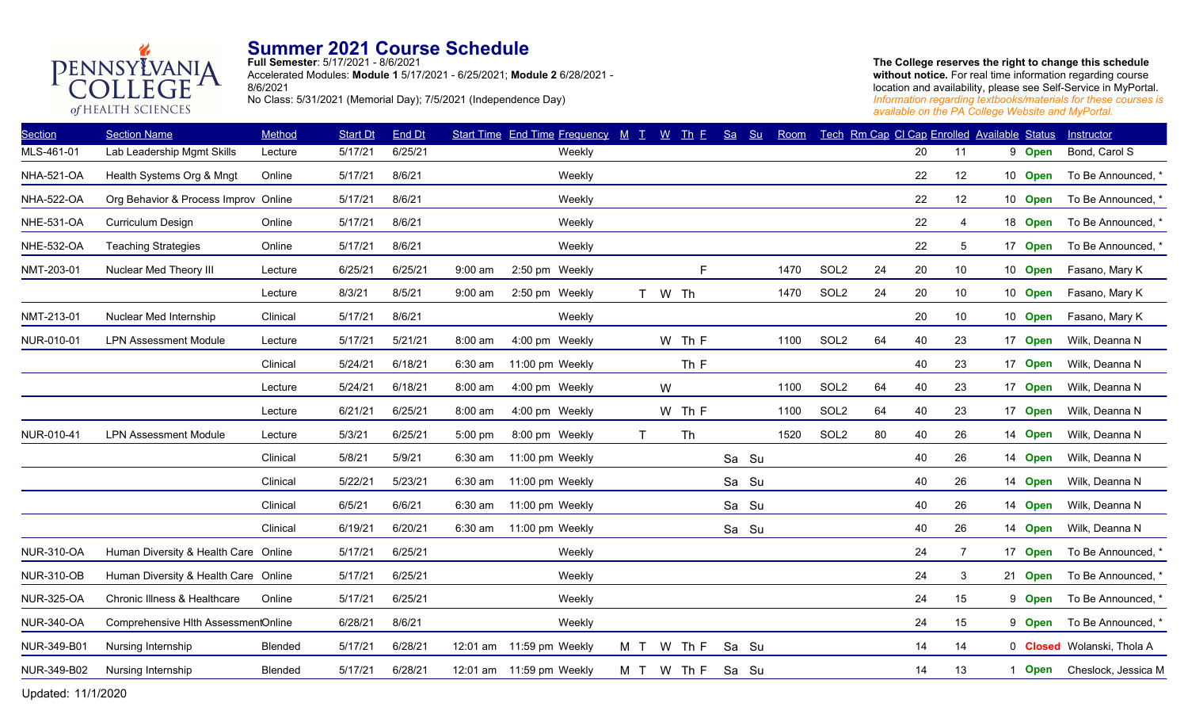# Summer 2021 Course Schedule

**Full Semester**: 5/17/2021 - 8/6/2021
Accelerated Modules: **Module 1** 5/17/2021 - 6/25/2021; **Module 2** 6/28/2021 - 8/6/2021
No Class: 5/31/2021 (Memorial Day); 7/5/2021 (Independence Day)

**The College reserves the right to change this schedule without notice.** For real time information regarding course location and availability, please see Self-Service in MyPortal.
*Information regarding textbooks/materials for these courses is available on the PA College Website and MyPortal.*

| Section | Section Name | Method | Start Dt | End Dt | Start Time | End Time | Frequency | M | T | W | Th | F | Sa | Su | Room | Tech | Rm Cap | Cl Cap | Enrolled | Available | Status | Instructor |
|---|---|---|---|---|---|---|---|---|---|---|---|---|---|---|---|---|---|---|---|---|---|---|
| MLS-461-01 | Lab Leadership Mgmt Skills | Lecture | 5/17/21 | 6/25/21 | | | Weekly | | | | | | | | | | | 20 | 11 | 9 | **Open** | Bond, Carol S |
| NHA-521-OA | Health Systems Org & Mngt | Online | 5/17/21 | 8/6/21 | | | Weekly | | | | | | | | | | | 22 | 12 | 10 | **Open** | To Be Announced, * |
| NHA-522-OA | Org Behavior & Process Improv | Online | 5/17/21 | 8/6/21 | | | Weekly | | | | | | | | | | | 22 | 12 | 10 | **Open** | To Be Announced, * |
| NHE-531-OA | Curriculum Design | Online | 5/17/21 | 8/6/21 | | | Weekly | | | | | | | | | | | 22 | 4 | 18 | **Open** | To Be Announced, * |
| NHE-532-OA | Teaching Strategies | Online | 5/17/21 | 8/6/21 | | | Weekly | | | | | | | | | | | 22 | 5 | 17 | **Open** | To Be Announced, * |
| NMT-203-01 | Nuclear Med Theory III | Lecture | 6/25/21 | 6/25/21 | 9:00 am | 2:50 pm | Weekly | | | | | F | | | 1470 | SOL2 | 24 | 20 | 10 | 10 | **Open** | Fasano, Mary K |
| | | Lecture | 8/3/21 | 8/5/21 | 9:00 am | 2:50 pm | Weekly | | T | W | Th | | | | 1470 | SOL2 | 24 | 20 | 10 | 10 | **Open** | Fasano, Mary K |
| NMT-213-01 | Nuclear Med Internship | Clinical | 5/17/21 | 8/6/21 | | | Weekly | | | | | | | | | | | 20 | 10 | 10 | **Open** | Fasano, Mary K |
| NUR-010-01 | LPN Assessment Module | Lecture | 5/17/21 | 5/21/21 | 8:00 am | 4:00 pm | Weekly | | | W | Th | F | | | 1100 | SOL2 | 64 | 40 | 23 | 17 | **Open** | Wilk, Deanna N |
| | | Clinical | 5/24/21 | 6/18/21 | 6:30 am | 11:00 pm | Weekly | | | | Th | F | | | | | | 40 | 23 | 17 | **Open** | Wilk, Deanna N |
| | | Lecture | 5/24/21 | 6/18/21 | 8:00 am | 4:00 pm | Weekly | | | W | | | | | 1100 | SOL2 | 64 | 40 | 23 | 17 | **Open** | Wilk, Deanna N |
| | | Lecture | 6/21/21 | 6/25/21 | 8:00 am | 4:00 pm | Weekly | | | W | Th | F | | | 1100 | SOL2 | 64 | 40 | 23 | 17 | **Open** | Wilk, Deanna N |
| NUR-010-41 | LPN Assessment Module | Lecture | 5/3/21 | 6/25/21 | 5:00 pm | 8:00 pm | Weekly | | T | | Th | | | | 1520 | SOL2 | 80 | 40 | 26 | 14 | **Open** | Wilk, Deanna N |
| | | Clinical | 5/8/21 | 5/9/21 | 6:30 am | 11:00 pm | Weekly | | | | | | Sa | Su | | | | 40 | 26 | 14 | **Open** | Wilk, Deanna N |
| | | Clinical | 5/22/21 | 5/23/21 | 6:30 am | 11:00 pm | Weekly | | | | | | Sa | Su | | | | 40 | 26 | 14 | **Open** | Wilk, Deanna N |
| | | Clinical | 6/5/21 | 6/6/21 | 6:30 am | 11:00 pm | Weekly | | | | | | Sa | Su | | | | 40 | 26 | 14 | **Open** | Wilk, Deanna N |
| | | Clinical | 6/19/21 | 6/20/21 | 6:30 am | 11:00 pm | Weekly | | | | | | Sa | Su | | | | 40 | 26 | 14 | **Open** | Wilk, Deanna N |
| NUR-310-OA | Human Diversity & Health Care | Online | 5/17/21 | 6/25/21 | | | Weekly | | | | | | | | | | | 24 | 7 | 17 | **Open** | To Be Announced, * |
| NUR-310-OB | Human Diversity & Health Care | Online | 5/17/21 | 6/25/21 | | | Weekly | | | | | | | | | | | 24 | 3 | 21 | **Open** | To Be Announced, * |
| NUR-325-OA | Chronic Illness & Healthcare | Online | 5/17/21 | 6/25/21 | | | Weekly | | | | | | | | | | | 24 | 15 | 9 | **Open** | To Be Announced, * |
| NUR-340-OA | Comprehensive Hlth Assessment | Online | 6/28/21 | 8/6/21 | | | Weekly | | | | | | | | | | | 24 | 15 | 9 | **Open** | To Be Announced, * |
| NUR-349-B01 | Nursing Internship | Blended | 5/17/21 | 6/28/21 | 12:01 am | 11:59 pm | Weekly | M | T | W | Th | F | Sa | Su | | | | 14 | 14 | 0 | **Closed** | Wolanski, Thola A |
| NUR-349-B02 | Nursing Internship | Blended | 5/17/21 | 6/28/21 | 12:01 am | 11:59 pm | Weekly | M | T | W | Th | F | Sa | Su | | | | 14 | 13 | 1 | **Open** | Cheslock, Jessica M |

Updated: 11/1/2020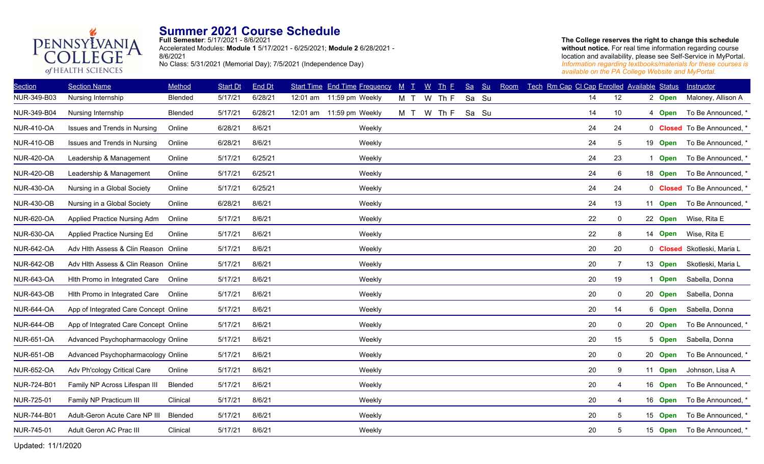PENNSYLVANIA COLLEGE of HEALTH SCIENCES

# Summer 2021 Course Schedule

**Full Semester**: 5/17/2021 - 8/6/2021
Accelerated Modules: **Module 1** 5/17/2021 - 6/25/2021; **Module 2** 6/28/2021 - 8/6/2021
No Class: 5/31/2021 (Memorial Day); 7/5/2021 (Independence Day)

**The College reserves the right to change this schedule without notice.** For real time information regarding course location and availability, please see Self-Service in MyPortal.
*Information regarding textbooks/materials for these courses is available on the PA College Website and MyPortal.*

| Section | Section Name | Method | Start Dt | End Dt | Start Time | End Time | Frequency | M | T | W | Th | F | Sa | Su | Room | Tech | Rm Cap | Cl Cap | Enrolled | Available | Status | Instructor |
|---|---|---|---|---|---|---|---|---|---|---|---|---|---|---|---|---|---|---|---|---|---|---|
| NUR-349-B03 | Nursing Internship | Blended | 5/17/21 | 6/28/21 | 12:01 am | 11:59 pm | Weekly | M | T | W | Th | F | Sa | Su | | | | 14 | 12 | 2 | Open | Maloney, Allison A |
| NUR-349-B04 | Nursing Internship | Blended | 5/17/21 | 6/28/21 | 12:01 am | 11:59 pm | Weekly | M | T | W | Th | F | Sa | Su | | | | 14 | 10 | 4 | Open | To Be Announced, * |
| NUR-410-OA | Issues and Trends in Nursing | Online | 6/28/21 | 8/6/21 | | | Weekly | | | | | | | | | | | 24 | 24 | 0 | Closed | To Be Announced, * |
| NUR-410-OB | Issues and Trends in Nursing | Online | 6/28/21 | 8/6/21 | | | Weekly | | | | | | | | | | | 24 | 5 | 19 | Open | To Be Announced, * |
| NUR-420-OA | Leadership & Management | Online | 5/17/21 | 6/25/21 | | | Weekly | | | | | | | | | | | 24 | 23 | 1 | Open | To Be Announced, * |
| NUR-420-OB | Leadership & Management | Online | 5/17/21 | 6/25/21 | | | Weekly | | | | | | | | | | | 24 | 6 | 18 | Open | To Be Announced, * |
| NUR-430-OA | Nursing in a Global Society | Online | 5/17/21 | 6/25/21 | | | Weekly | | | | | | | | | | | 24 | 24 | 0 | Closed | To Be Announced, * |
| NUR-430-OB | Nursing in a Global Society | Online | 6/28/21 | 8/6/21 | | | Weekly | | | | | | | | | | | 24 | 13 | 11 | Open | To Be Announced, * |
| NUR-620-OA | Applied Practice Nursing Adm | Online | 5/17/21 | 8/6/21 | | | Weekly | | | | | | | | | | | 22 | 0 | 22 | Open | Wise, Rita E |
| NUR-630-OA | Applied Practice Nursing Ed | Online | 5/17/21 | 8/6/21 | | | Weekly | | | | | | | | | | | 22 | 8 | 14 | Open | Wise, Rita E |
| NUR-642-OA | Adv Hlth Assess & Clin Reason | Online | 5/17/21 | 8/6/21 | | | Weekly | | | | | | | | | | | 20 | 20 | 0 | Closed | Skotleski, Maria L |
| NUR-642-OB | Adv Hlth Assess & Clin Reason | Online | 5/17/21 | 8/6/21 | | | Weekly | | | | | | | | | | | 20 | 7 | 13 | Open | Skotleski, Maria L |
| NUR-643-OA | Hlth Promo in Integrated Care | Online | 5/17/21 | 8/6/21 | | | Weekly | | | | | | | | | | | 20 | 19 | 1 | Open | Sabella, Donna |
| NUR-643-OB | Hlth Promo in Integrated Care | Online | 5/17/21 | 8/6/21 | | | Weekly | | | | | | | | | | | 20 | 0 | 20 | Open | Sabella, Donna |
| NUR-644-OA | App of Integrated Care Concept | Online | 5/17/21 | 8/6/21 | | | Weekly | | | | | | | | | | | 20 | 14 | 6 | Open | Sabella, Donna |
| NUR-644-OB | App of Integrated Care Concept | Online | 5/17/21 | 8/6/21 | | | Weekly | | | | | | | | | | | 20 | 0 | 20 | Open | To Be Announced, * |
| NUR-651-OA | Advanced Psychopharmacology | Online | 5/17/21 | 8/6/21 | | | Weekly | | | | | | | | | | | 20 | 15 | 5 | Open | Sabella, Donna |
| NUR-651-OB | Advanced Psychopharmacology | Online | 5/17/21 | 8/6/21 | | | Weekly | | | | | | | | | | | 20 | 0 | 20 | Open | To Be Announced, * |
| NUR-652-OA | Adv Ph'cology Critical Care | Online | 5/17/21 | 8/6/21 | | | Weekly | | | | | | | | | | | 20 | 9 | 11 | Open | Johnson, Lisa A |
| NUR-724-B01 | Family NP Across Lifespan III | Blended | 5/17/21 | 8/6/21 | | | Weekly | | | | | | | | | | | 20 | 4 | 16 | Open | To Be Announced, * |
| NUR-725-01 | Family NP Practicum III | Clinical | 5/17/21 | 8/6/21 | | | Weekly | | | | | | | | | | | 20 | 4 | 16 | Open | To Be Announced, * |
| NUR-744-B01 | Adult-Geron Acute Care NP III | Blended | 5/17/21 | 8/6/21 | | | Weekly | | | | | | | | | | | 20 | 5 | 15 | Open | To Be Announced, * |
| NUR-745-01 | Adult Geron AC Prac III | Clinical | 5/17/21 | 8/6/21 | | | Weekly | | | | | | | | | | | 20 | 5 | 15 | Open | To Be Announced, * |

Updated: 11/1/2020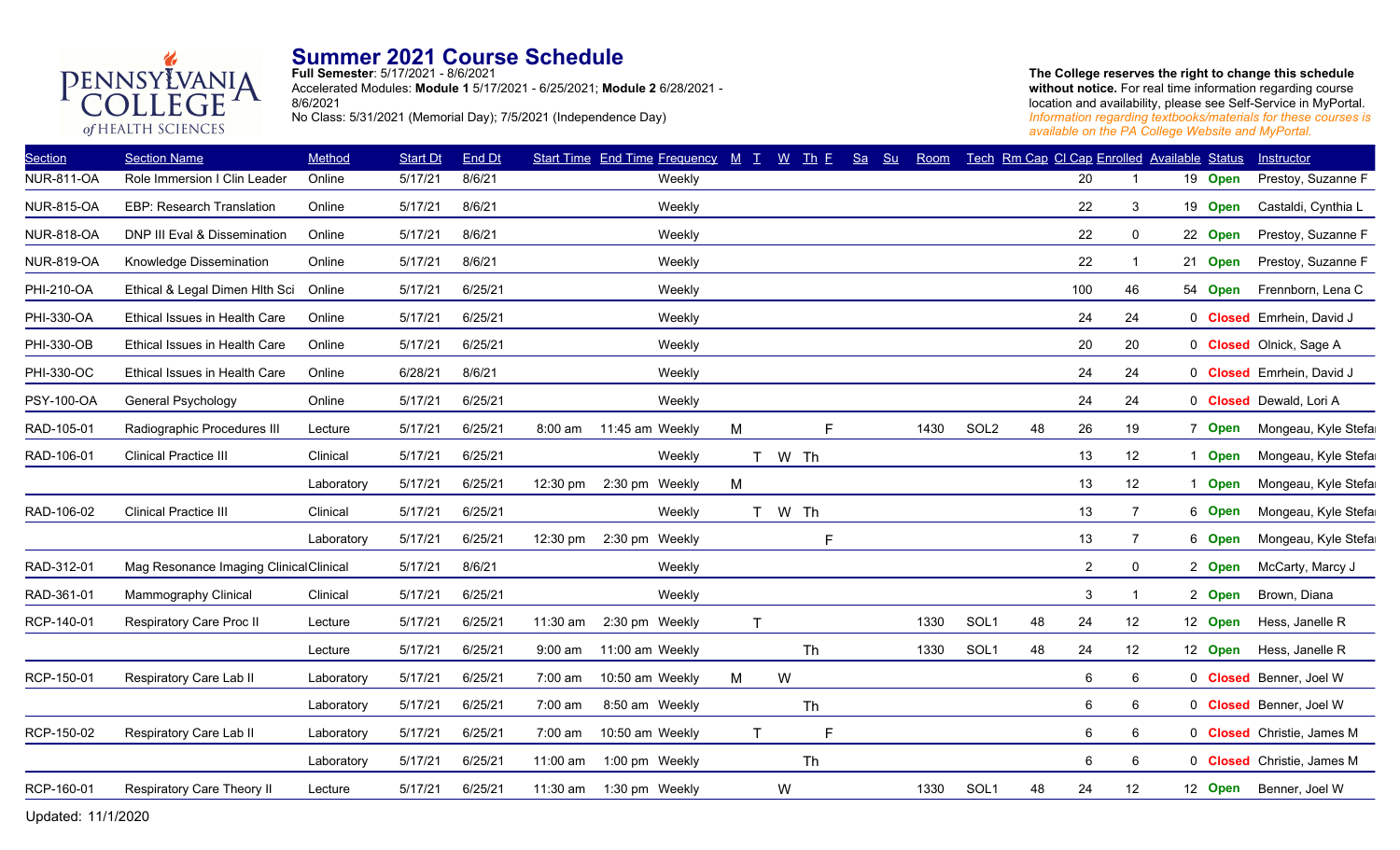# Summer 2021 Course Schedule

**Full Semester**: 5/17/2021 - 8/6/2021
Accelerated Modules: **Module 1** 5/17/2021 - 6/25/2021; **Module 2** 6/28/2021 - 8/6/2021
No Class: 5/31/2021 (Memorial Day); 7/5/2021 (Independence Day)

**The College reserves the right to change this schedule without notice.** For real time information regarding course location and availability, please see Self-Service in MyPortal. *Information regarding textbooks/materials for these courses is available on the PA College Website and MyPortal.*

| Section | Section Name | Method | Start Dt | End Dt | Start Time | End Time | Frequency | M | T | W | Th | F | Sa | Su | Room | Tech | Rm Cap | Cl Cap | Enrolled | Available | Status | Instructor |
|---|---|---|---|---|---|---|---|---|---|---|---|---|---|---|---|---|---|---|---|---|---|---|
| NUR-811-OA | Role Immersion I Clin Leader | Online | 5/17/21 | 8/6/21 | | | Weekly | | | | | | | | | | | 20 | 1 | 19 | **Open** | Prestoy, Suzanne F |
| NUR-815-OA | EBP: Research Translation | Online | 5/17/21 | 8/6/21 | | | Weekly | | | | | | | | | | | 22 | 3 | 19 | **Open** | Castaldi, Cynthia L |
| NUR-818-OA | DNP III Eval & Dissemination | Online | 5/17/21 | 8/6/21 | | | Weekly | | | | | | | | | | | 22 | 0 | 22 | **Open** | Prestoy, Suzanne F |
| NUR-819-OA | Knowledge Dissemination | Online | 5/17/21 | 8/6/21 | | | Weekly | | | | | | | | | | | 22 | 1 | 21 | **Open** | Prestoy, Suzanne F |
| PHI-210-OA | Ethical & Legal Dimen Hlth Sci | Online | 5/17/21 | 6/25/21 | | | Weekly | | | | | | | | | | | 100 | 46 | 54 | **Open** | Frennborn, Lena C |
| PHI-330-OA | Ethical Issues in Health Care | Online | 5/17/21 | 6/25/21 | | | Weekly | | | | | | | | | | | 24 | 24 | 0 | **Closed** | Emrhein, David J |
| PHI-330-OB | Ethical Issues in Health Care | Online | 5/17/21 | 6/25/21 | | | Weekly | | | | | | | | | | | 20 | 20 | 0 | **Closed** | Olnick, Sage A |
| PHI-330-OC | Ethical Issues in Health Care | Online | 6/28/21 | 8/6/21 | | | Weekly | | | | | | | | | | | 24 | 24 | 0 | **Closed** | Emrhein, David J |
| PSY-100-OA | General Psychology | Online | 5/17/21 | 6/25/21 | | | Weekly | | | | | | | | | | | 24 | 24 | 0 | **Closed** | Dewald, Lori A |
| RAD-105-01 | Radiographic Procedures III | Lecture | 5/17/21 | 6/25/21 | 8:00 am | 11:45 am | Weekly | M | | | | F | | | 1430 | SOL2 | 48 | 26 | 19 | 7 | **Open** | Mongeau, Kyle Stefa |
| RAD-106-01 | Clinical Practice III | Clinical | 5/17/21 | 6/25/21 | | | Weekly | | T | W | Th | | | | | | | 13 | 12 | 1 | **Open** | Mongeau, Kyle Stefa |
| | | Laboratory | 5/17/21 | 6/25/21 | 12:30 pm | 2:30 pm | Weekly | M | | | | | | | | | | 13 | 12 | 1 | **Open** | Mongeau, Kyle Stefa |
| RAD-106-02 | Clinical Practice III | Clinical | 5/17/21 | 6/25/21 | | | Weekly | | T | W | Th | | | | | | | 13 | 7 | 6 | **Open** | Mongeau, Kyle Stefa |
| | | Laboratory | 5/17/21 | 6/25/21 | 12:30 pm | 2:30 pm | Weekly | | | | | F | | | | | | 13 | 7 | 6 | **Open** | Mongeau, Kyle Stefa |
| RAD-312-01 | Mag Resonance Imaging Clinical | Clinical | 5/17/21 | 8/6/21 | | | Weekly | | | | | | | | | | | 2 | 0 | 2 | **Open** | McCarty, Marcy J |
| RAD-361-01 | Mammography Clinical | Clinical | 5/17/21 | 6/25/21 | | | Weekly | | | | | | | | | | | 3 | 1 | 2 | **Open** | Brown, Diana |
| RCP-140-01 | Respiratory Care Proc II | Lecture | 5/17/21 | 6/25/21 | 11:30 am | 2:30 pm | Weekly | | T | | | | | | 1330 | SOL1 | 48 | 24 | 12 | 12 | **Open** | Hess, Janelle R |
| | | Lecture | 5/17/21 | 6/25/21 | 9:00 am | 11:00 am | Weekly | | | | Th | | | | 1330 | SOL1 | 48 | 24 | 12 | 12 | **Open** | Hess, Janelle R |
| RCP-150-01 | Respiratory Care Lab II | Laboratory | 5/17/21 | 6/25/21 | 7:00 am | 10:50 am | Weekly | M | | W | | | | | | | | 6 | 6 | 0 | **Closed** | Benner, Joel W |
| | | Laboratory | 5/17/21 | 6/25/21 | 7:00 am | 8:50 am | Weekly | | | | Th | | | | | | | 6 | 6 | 0 | **Closed** | Benner, Joel W |
| RCP-150-02 | Respiratory Care Lab II | Laboratory | 5/17/21 | 6/25/21 | 7:00 am | 10:50 am | Weekly | | T | | | F | | | | | | 6 | 6 | 0 | **Closed** | Christie, James M |
| | | Laboratory | 5/17/21 | 6/25/21 | 11:00 am | 1:00 pm | Weekly | | | | Th | | | | | | | 6 | 6 | 0 | **Closed** | Christie, James M |
| RCP-160-01 | Respiratory Care Theory II | Lecture | 5/17/21 | 6/25/21 | 11:30 am | 1:30 pm | Weekly | | | W | | | | | 1330 | SOL1 | 48 | 24 | 12 | 12 | **Open** | Benner, Joel W |

Updated: 11/1/2020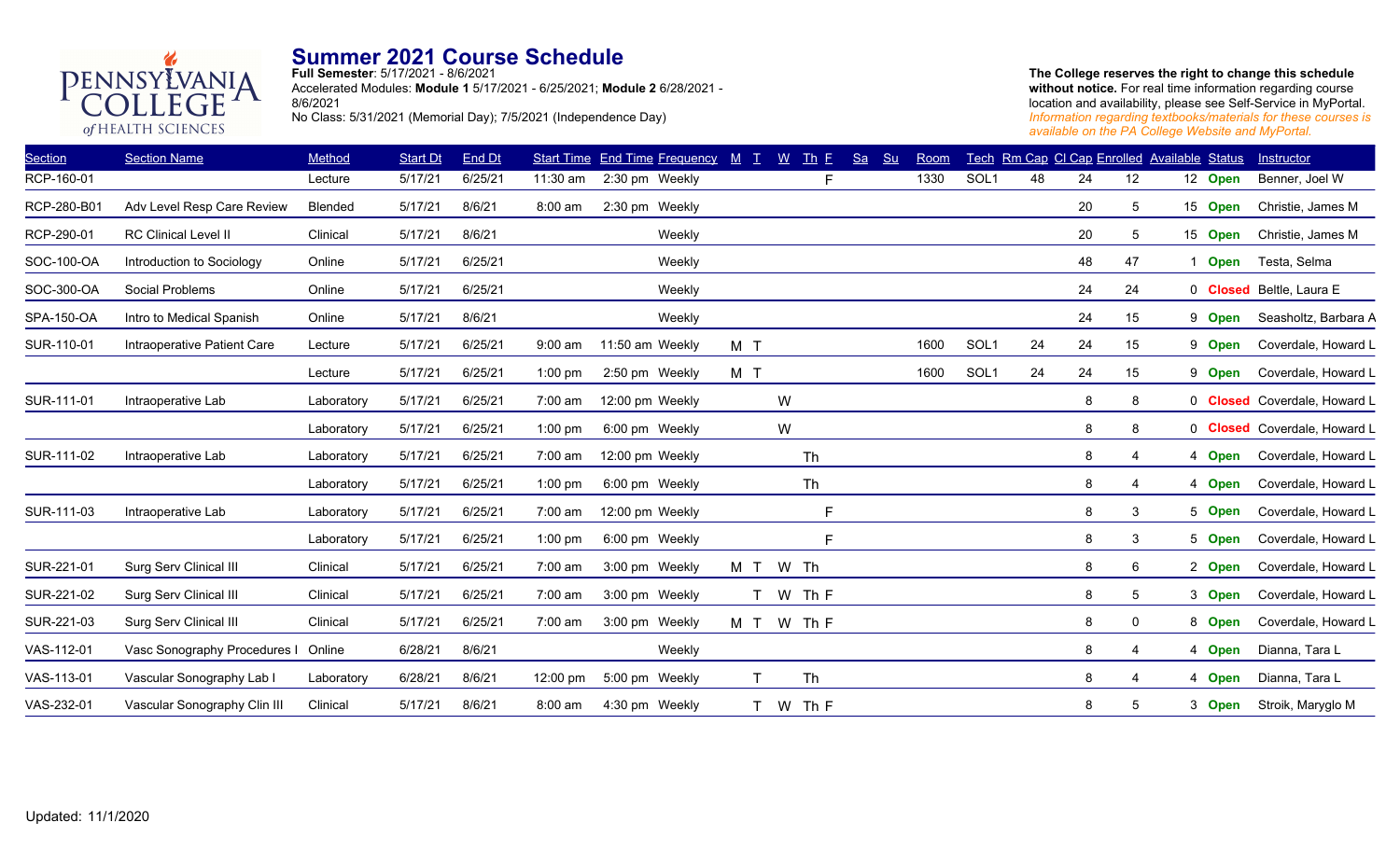# Summer 2021 Course Schedule

**Full Semester**: 5/17/2021 - 8/6/2021
Accelerated Modules: **Module 1** 5/17/2021 - 6/25/2021; **Module 2** 6/28/2021 - 8/6/2021
No Class: 5/31/2021 (Memorial Day); 7/5/2021 (Independence Day)

**The College reserves the right to change this schedule without notice.** For real time information regarding course location and availability, please see Self-Service in MyPortal.
*Information regarding textbooks/materials for these courses is available on the PA College Website and MyPortal.*

| Section | Section Name | Method | Start Dt | End Dt | Start Time | End Time | Frequency | M | T | W | Th | F | Sa | Su | Room | Tech | Rm Cap | Cl Cap | Enrolled | Available | Status | Instructor |
|---|---|---|---|---|---|---|---|---|---|---|---|---|---|---|---|---|---|---|---|---|---|---|
| RCP-160-01 | | Lecture | 5/17/21 | 6/25/21 | 11:30 am | 2:30 pm | Weekly | | | | | F | | | 1330 | SOL1 | 48 | 24 | 12 | 12 | Open | Benner, Joel W |
| RCP-280-B01 | Adv Level Resp Care Review | Blended | 5/17/21 | 8/6/21 | 8:00 am | 2:30 pm | Weekly | | | | | | | | | | | 20 | 5 | 15 | Open | Christie, James M |
| RCP-290-01 | RC Clinical Level II | Clinical | 5/17/21 | 8/6/21 | | | Weekly | | | | | | | | | | | 20 | 5 | 15 | Open | Christie, James M |
| SOC-100-OA | Introduction to Sociology | Online | 5/17/21 | 6/25/21 | | | Weekly | | | | | | | | | | | 48 | 47 | 1 | Open | Testa, Selma |
| SOC-300-OA | Social Problems | Online | 5/17/21 | 6/25/21 | | | Weekly | | | | | | | | | | | 24 | 24 | 0 | Closed | Beltle, Laura E |
| SPA-150-OA | Intro to Medical Spanish | Online | 5/17/21 | 8/6/21 | | | Weekly | | | | | | | | | | | 24 | 15 | 9 | Open | Seasholtz, Barbara A |
| SUR-110-01 | Intraoperative Patient Care | Lecture | 5/17/21 | 6/25/21 | 9:00 am | 11:50 am | Weekly | M | T | | | | | | 1600 | SOL1 | 24 | 24 | 15 | 9 | Open | Coverdale, Howard L |
| | | Lecture | 5/17/21 | 6/25/21 | 1:00 pm | 2:50 pm | Weekly | M | T | | | | | | 1600 | SOL1 | 24 | 24 | 15 | 9 | Open | Coverdale, Howard L |
| SUR-111-01 | Intraoperative Lab | Laboratory | 5/17/21 | 6/25/21 | 7:00 am | 12:00 pm | Weekly | | | W | | | | | | | | 8 | 8 | 0 | Closed | Coverdale, Howard L |
| | | Laboratory | 5/17/21 | 6/25/21 | 1:00 pm | 6:00 pm | Weekly | | | W | | | | | | | | 8 | 8 | 0 | Closed | Coverdale, Howard L |
| SUR-111-02 | Intraoperative Lab | Laboratory | 5/17/21 | 6/25/21 | 7:00 am | 12:00 pm | Weekly | | | | Th | | | | | | | 8 | 4 | 4 | Open | Coverdale, Howard L |
| | | Laboratory | 5/17/21 | 6/25/21 | 1:00 pm | 6:00 pm | Weekly | | | | Th | | | | | | | 8 | 4 | 4 | Open | Coverdale, Howard L |
| SUR-111-03 | Intraoperative Lab | Laboratory | 5/17/21 | 6/25/21 | 7:00 am | 12:00 pm | Weekly | | | | | F | | | | | | 8 | 3 | 5 | Open | Coverdale, Howard L |
| | | Laboratory | 5/17/21 | 6/25/21 | 1:00 pm | 6:00 pm | Weekly | | | | | F | | | | | | 8 | 3 | 5 | Open | Coverdale, Howard L |
| SUR-221-01 | Surg Serv Clinical III | Clinical | 5/17/21 | 6/25/21 | 7:00 am | 3:00 pm | Weekly | M | T | W | Th | | | | | | | 8 | 6 | 2 | Open | Coverdale, Howard L |
| SUR-221-02 | Surg Serv Clinical III | Clinical | 5/17/21 | 6/25/21 | 7:00 am | 3:00 pm | Weekly | | T | W | Th | F | | | | | | 8 | 5 | 3 | Open | Coverdale, Howard L |
| SUR-221-03 | Surg Serv Clinical III | Clinical | 5/17/21 | 6/25/21 | 7:00 am | 3:00 pm | Weekly | M | T | W | Th | F | | | | | | 8 | 0 | 8 | Open | Coverdale, Howard L |
| VAS-112-01 | Vasc Sonography Procedures I | Online | 6/28/21 | 8/6/21 | | | Weekly | | | | | | | | | | | 8 | 4 | 4 | Open | Dianna, Tara L |
| VAS-113-01 | Vascular Sonography Lab I | Laboratory | 6/28/21 | 8/6/21 | 12:00 pm | 5:00 pm | Weekly | | T | | Th | | | | | | | 8 | 4 | 4 | Open | Dianna, Tara L |
| VAS-232-01 | Vascular Sonography Clin III | Clinical | 5/17/21 | 8/6/21 | 8:00 am | 4:30 pm | Weekly | | T | W | Th | F | | | | | | 8 | 5 | 3 | Open | Stroik, Maryglo M |

Updated: 11/1/2020